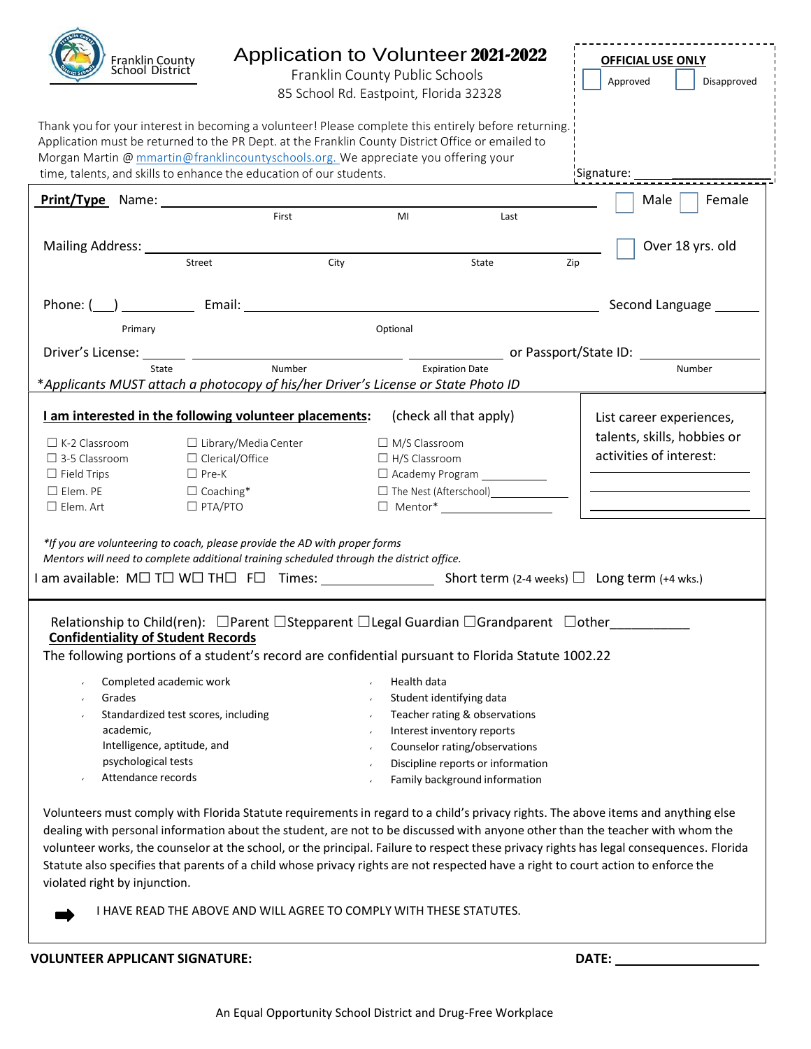Franklin County School District

# Application to Volunteer 2021-2022

Franklin County Public Schools
85 School Rd. Eastpoint, Florida 32328

**OFFICIAL USE ONLY**
☐ Approved ☐ Disapproved

Signature: ______________

Thank you for your interest in becoming a volunteer! Please complete this entirely before returning. Application must be returned to the PR Dept. at the Franklin County District Office or emailed to Morgan Martin @ mmartin@franklincountyschools.org. We appreciate you offering your time, talents, and skills to enhance the education of our students.

**Print/Type** Name: ______________________________________________ ☐ Male ☐ Female
First MI Last

Mailing Address: ______________________________________________ ☐ Over 18 yrs. old
Street City State Zip

Phone: (___) __________ Email: ______________________________ Second Language ______
Primary Optional

Driver's License: ______ ______________________ ____________ or Passport/State ID: ______________
State Number Expiration Date Number

**Applicants MUST attach a photocopy of his/her Driver's License or State Photo ID*

**I am interested in the following volunteer placements:** (check all that apply)

- ☐ K-2 Classroom
- ☐ 3-5 Classroom
- ☐ Field Trips
- ☐ Elem. PE
- ☐ Elem. Art
- ☐ Library/Media Center
- ☐ Clerical/Office
- ☐ Pre-K
- ☐ Coaching*
- ☐ PTA/PTO
- ☐ M/S Classroom
- ☐ H/S Classroom
- ☐ Academy Program __________
- ☐ The Nest (Afterschool) __________
- ☐ Mentor* __________

List career experiences, talents, skills, hobbies or activities of interest:
______________________
______________________
______________________

**If you are volunteering to coach, please provide the AD with proper forms*
*Mentors will need to complete additional training scheduled through the district office.*

I am available: M☐ T☐ W☐ TH☐ F☐ Times: ______________ Short term (2-4 weeks) ☐ Long term (+4 wks.)

Relationship to Child(ren): ☐Parent ☐Stepparent ☐Legal Guardian ☐Grandparent ☐other__________

**Confidentiality of Student Records**

The following portions of a student's record are confidential pursuant to Florida Statute 1002.22

- Completed academic work
- Grades
- Standardized test scores, including academic, Intelligence, aptitude, and psychological tests
- Attendance records
- Health data
- Student identifying data
- Teacher rating & observations
- Interest inventory reports
- Counselor rating/observations
- Discipline reports or information
- Family background information

Volunteers must comply with Florida Statute requirements in regard to a child's privacy rights. The above items and anything else dealing with personal information about the student, are not to be discussed with anyone other than the teacher with whom the volunteer works, the counselor at the school, or the principal. Failure to respect these privacy rights has legal consequences. Florida Statute also specifies that parents of a child whose privacy rights are not respected have a right to court action to enforce the violated right by injunction.

➡ I HAVE READ THE ABOVE AND WILL AGREE TO COMPLY WITH THESE STATUTES.

**VOLUNTEER APPLICANT SIGNATURE:** **DATE:** ______________

An Equal Opportunity School District and Drug-Free Workplace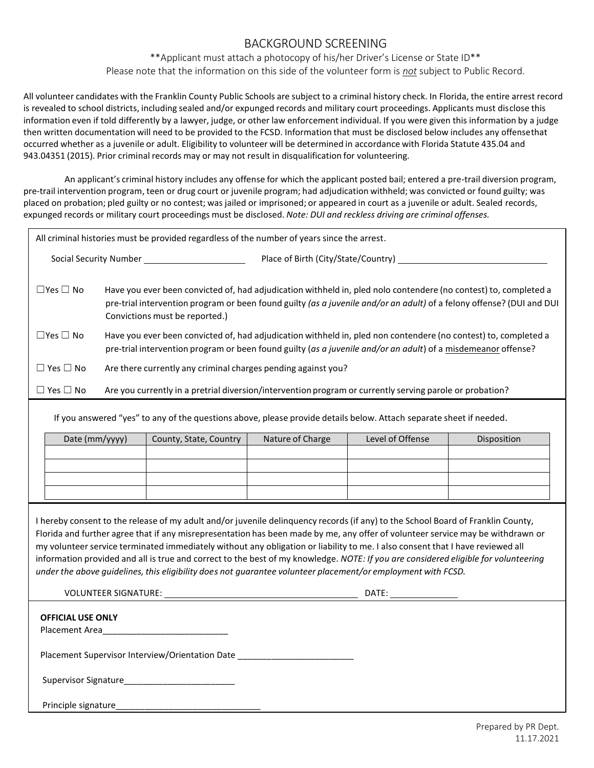# BACKGROUND SCREENING

**Applicant must attach a photocopy of his/her Driver's License or State ID**

Please note that the information on this side of the volunteer form is *not* subject to Public Record.

All volunteer candidates with the Franklin County Public Schools are subject to a criminal history check. In Florida, the entire arrest record is revealed to school districts, including sealed and/or expunged records and military court proceedings. Applicants must disclose this information even if told differently by a lawyer, judge, or other law enforcement individual. If you were given this information by a judge then written documentation will need to be provided to the FCSD. Information that must be disclosed below includes any offensethat occurred whether as a juvenile or adult. Eligibility to volunteer will be determined in accordance with Florida Statute 435.04 and 943.04351 (2015). Prior criminal records may or may not result in disqualification for volunteering.

An applicant's criminal history includes any offense for which the applicant posted bail; entered a pre-trail diversion program, pre-trail intervention program, teen or drug court or juvenile program; had adjudication withheld; was convicted or found guilty; was placed on probation; pled guilty or no contest; was jailed or imprisoned; or appeared in court as a juvenile or adult. Sealed records, expunged records or military court proceedings must be disclosed. *Note: DUI and reckless driving are criminal offenses.*

All criminal histories must be provided regardless of the number of years since the arrest.

Social Security Number ____________________ Place of Birth (City/State/Country) ______________________________

☐Yes ☐ No Have you ever been convicted of, had adjudication withheld in, pled nolo contendere (no contest) to, completed a pre-trial intervention program or been found guilty *(as a juvenile and/or an adult)* of a felony offense? (DUI and DUI Convictions must be reported.)

☐Yes ☐ No Have you ever been convicted of, had adjudication withheld in, pled non contendere (no contest) to, completed a pre-trial intervention program or been found guilty (*as a juvenile and/or an adult*) of a misdemeanor offense?

☐ Yes ☐ No Are there currently any criminal charges pending against you?

☐ Yes ☐ No Are you currently in a pretrial diversion/intervention program or currently serving parole or probation?

If you answered "yes" to any of the questions above, please provide details below. Attach separate sheet if needed.

| Date (mm/yyyy) | County, State, Country | Nature of Charge | Level of Offense | Disposition |
|---|---|---|---|---|
| | | | | |
| | | | | |
| | | | | |
| | | | | |

I hereby consent to the release of my adult and/or juvenile delinquency records (if any) to the School Board of Franklin County, Florida and further agree that if any misrepresentation has been made by me, any offer of volunteer service may be withdrawn or my volunteer service terminated immediately without any obligation or liability to me. I also consent that I have reviewed all information provided and all is true and correct to the best of my knowledge. *NOTE: If you are considered eligible for volunteering under the above guidelines, this eligibility does not guarantee volunteer placement/or employment with FCSD.*

VOLUNTEER SIGNATURE: ________________________________________ DATE: ______________

**OFFICIAL USE ONLY**

Placement Area__________________________

Placement Supervisor Interview/Orientation Date ________________________

Supervisor Signature______________________

Principle signature_____________________________

Prepared by PR Dept.
11.17.2021